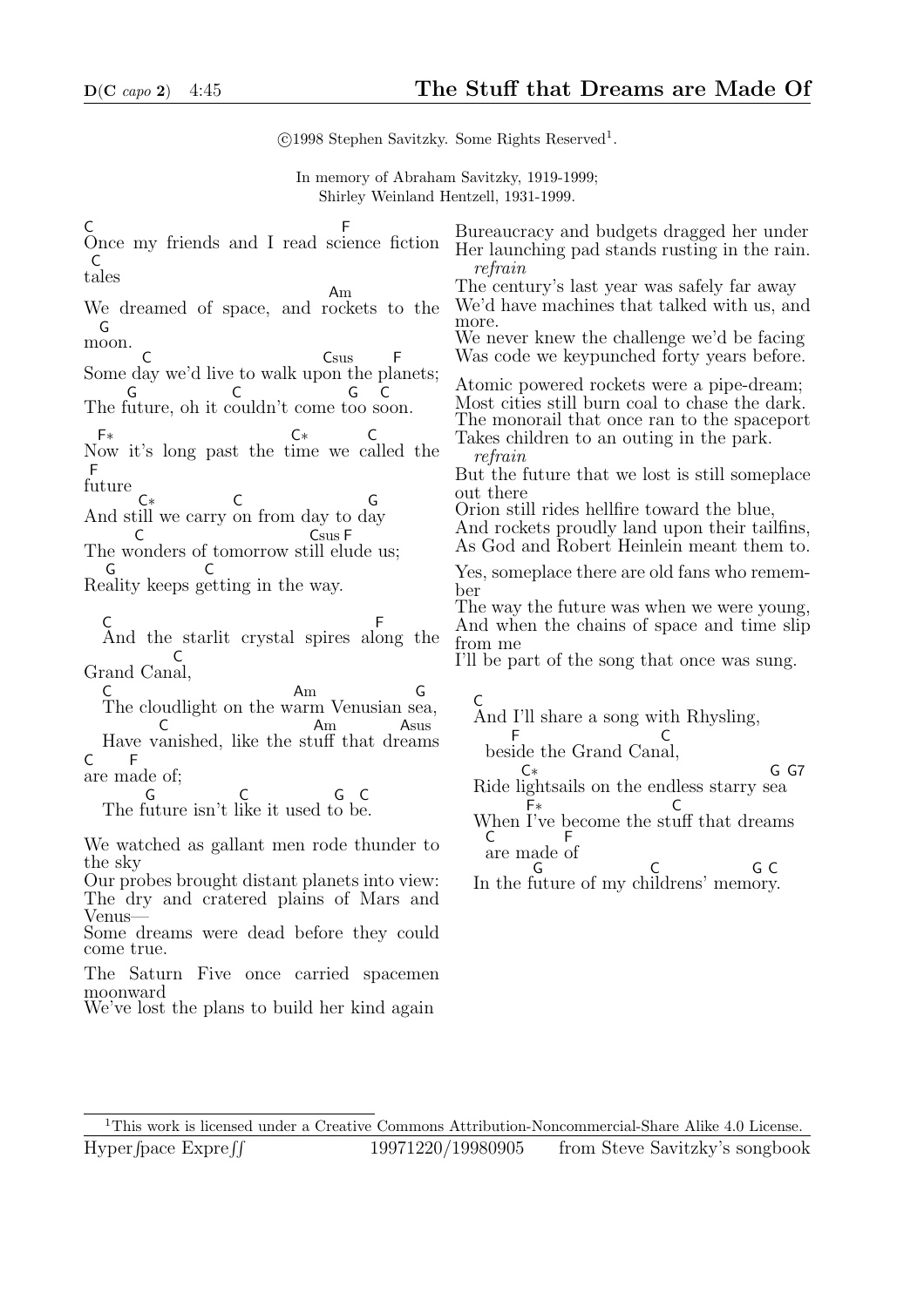D(C *capo* 2)    4:45

# The Stuff that Dreams are Made Of

©1998 Stephen Savitzky. Some Rights Reserved[1].

In memory of Abraham Savitzky, 1919-1999;
Shirley Weinland Hentzell, 1931-1999.

```
C                                     F
Once my friends and I read science fiction
 C
tales
                               Am
We dreamed of space, and rockets to the
 G
moon.
       C                          Csus     F
Some day we'd live to walk upon the planets;
      G             C              G  C
The future, oh it couldn't come too soon.

 F*                      C*         C
Now it's long past the time we called the
F
future
       C*          C                 G
And still we carry on from day to day
       C                    Csus F
The wonders of tomorrow still elude us;
  G            C
Reality keeps getting in the way.

  C                                  F
  And the starlit crystal spires along the
              C
Grand Canal,
  C                           Am              G
  The cloudlight on the warm Venusian sea,
         C                        Am        Asus
  Have vanished, like the stuff that dreams
C      F
are made of;
         G               C           G  C
  The future isn't like it used to be.
```

We watched as gallant men rode thunder to the sky
Our probes brought distant planets into view:
The dry and cratered plains of Mars and Venus—
Some dreams were dead before they could come true.

The Saturn Five once carried spacemen moonward
We've lost the plans to build her kind again
Bureaucracy and budgets dragged her under
Her launching pad stands rusting in the rain.
*refrain*

The century's last year was safely far away
We'd have machines that talked with us, and more.
We never knew the challenge we'd be facing
Was code we keypunched forty years before.

Atomic powered rockets were a pipe-dream;
Most cities still burn coal to chase the dark.
The monorail that once ran to the spaceport
Takes children to an outing in the park.
*refrain*

But the future that we lost is still someplace out there
Orion still rides hellfire toward the blue,
And rockets proudly land upon their tailfins,
As God and Robert Heinlein meant them to.

Yes, someplace there are old fans who remember
The way the future was when we were young,
And when the chains of space and time slip from me
I'll be part of the song that once was sung.

```
C
And I'll share a song with Rhysling,
      F                C
  beside the Grand Canal,
      C*                              G G7
Ride lightsails on the endless starry sea
       F*                   C
When I've become the stuff that dreams
  C         F
  are made of
         G                C          G C
In the future of my childrens' memory.
```

[1] This work is licensed under a Creative Commons Attribution-Noncommercial-Share Alike 4.0 License.

Hyperſpace Expreſſ    19971220/19980905    from Steve Savitzky's songbook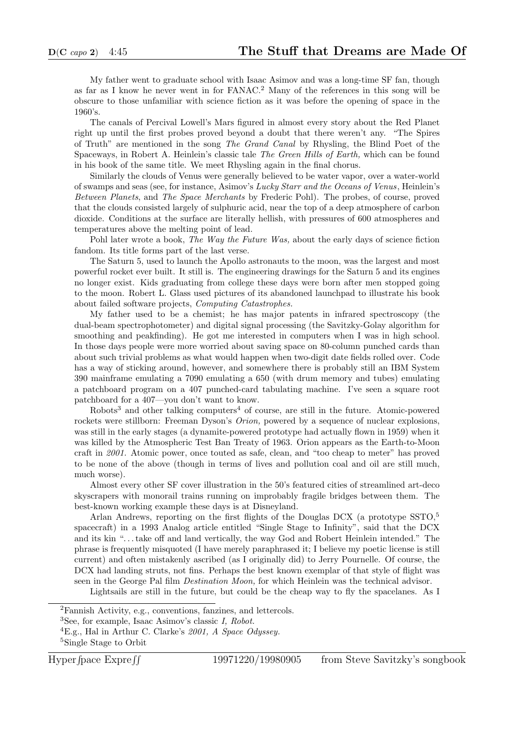My father went to graduate school with Isaac Asimov and was a long-time SF fan, though as far as I know he never went in for FANAC.[2] Many of the references in this song will be obscure to those unfamiliar with science fiction as it was before the opening of space in the 1960's.

The canals of Percival Lowell's Mars figured in almost every story about the Red Planet right up until the first probes proved beyond a doubt that there weren't any. "The Spires of Truth" are mentioned in the song *The Grand Canal* by Rhysling, the Blind Poet of the Spaceways, in Robert A. Heinlein's classic tale *The Green Hills of Earth,* which can be found in his book of the same title. We meet Rhysling again in the final chorus.

Similarly the clouds of Venus were generally believed to be water vapor, over a water-world of swamps and seas (see, for instance, Asimov's *Lucky Starr and the Oceans of Venus*, Heinlein's *Between Planets*, and *The Space Merchants* by Frederic Pohl). The probes, of course, proved that the clouds consisted largely of sulphuric acid, near the top of a deep atmosphere of carbon dioxide. Conditions at the surface are literally hellish, with pressures of 600 atmospheres and temperatures above the melting point of lead.

Pohl later wrote a book, *The Way the Future Was,* about the early days of science fiction fandom. Its title forms part of the last verse.

The Saturn 5, used to launch the Apollo astronauts to the moon, was the largest and most powerful rocket ever built. It still is. The engineering drawings for the Saturn 5 and its engines no longer exist. Kids graduating from college these days were born after men stopped going to the moon. Robert L. Glass used pictures of its abandoned launchpad to illustrate his book about failed software projects, *Computing Catastrophes.*

My father used to be a chemist; he has major patents in infrared spectroscopy (the dual-beam spectrophotometer) and digital signal processing (the Savitzky-Golay algorithm for smoothing and peakfinding). He got me interested in computers when I was in high school. In those days people were more worried about saving space on 80-column punched cards than about such trivial problems as what would happen when two-digit date fields rolled over. Code has a way of sticking around, however, and somewhere there is probably still an IBM System 390 mainframe emulating a 7090 emulating a 650 (with drum memory and tubes) emulating a patchboard program on a 407 punched-card tabulating machine. I've seen a square root patchboard for a 407—you don't want to know.

Robots[3] and other talking computers[4] of course, are still in the future. Atomic-powered rockets were stillborn: Freeman Dyson's *Orion,* powered by a sequence of nuclear explosions, was still in the early stages (a dynamite-powered prototype had actually flown in 1959) when it was killed by the Atmospheric Test Ban Treaty of 1963. Orion appears as the Earth-to-Moon craft in *2001*. Atomic power, once touted as safe, clean, and "too cheap to meter" has proved to be none of the above (though in terms of lives and pollution coal and oil are still much, much worse).

Almost every other SF cover illustration in the 50's featured cities of streamlined art-deco skyscrapers with monorail trains running on improbably fragile bridges between them. The best-known working example these days is at Disneyland.

Arlan Andrews, reporting on the first flights of the Douglas DCX (a prototype SSTO,[5] spacecraft) in a 1993 Analog article entitled "Single Stage to Infinity", said that the DCX and its kin "...take off and land vertically, the way God and Robert Heinlein intended." The phrase is frequently misquoted (I have merely paraphrased it; I believe my poetic license is still current) and often mistakenly ascribed (as I originally did) to Jerry Pournelle. Of course, the DCX had landing struts, not fins. Perhaps the best known exemplar of that style of flight was seen in the George Pal film *Destination Moon,* for which Heinlein was the technical advisor.

Lightsails are still in the future, but could be the cheap way to fly the spacelanes. As I

---

[2] Fannish Activity, e.g., conventions, fanzines, and lettercols.

[3] See, for example, Isaac Asimov's classic *I, Robot.*

[4] E.g., Hal in Arthur C. Clarke's *2001, A Space Odyssey.*

[5] Single Stage to Orbit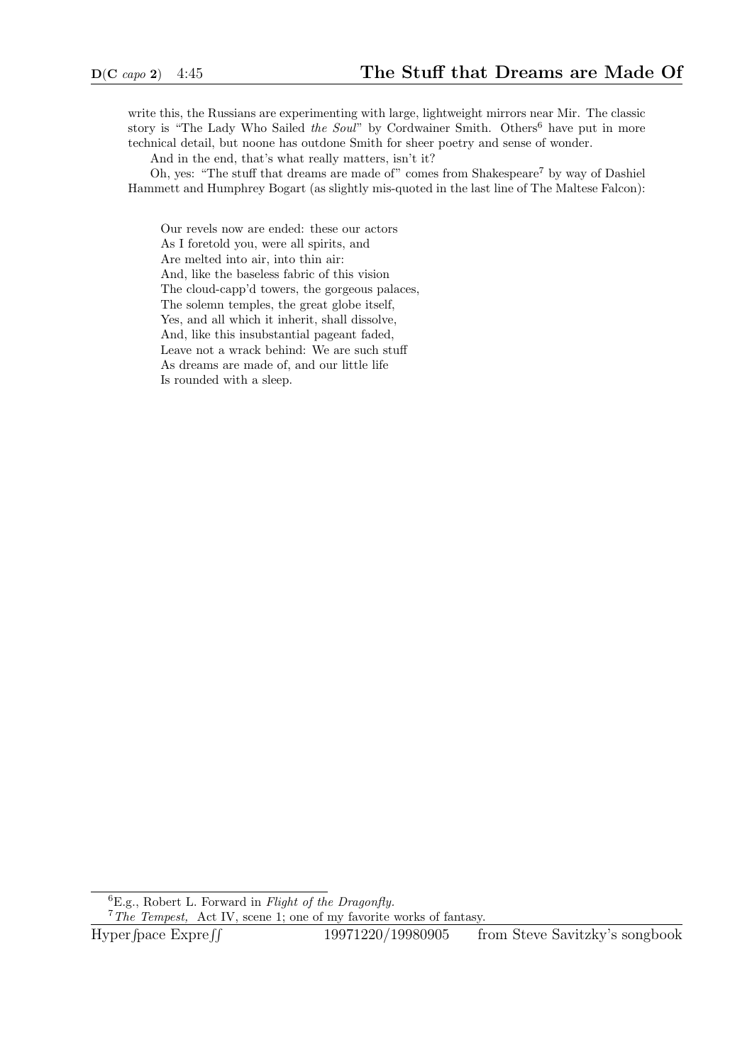write this, the Russians are experimenting with large, lightweight mirrors near Mir. The classic story is "The Lady Who Sailed *the Soul*" by Cordwainer Smith. Others[6] have put in more technical detail, but noone has outdone Smith for sheer poetry and sense of wonder.

And in the end, that's what really matters, isn't it?

Oh, yes: "The stuff that dreams are made of" comes from Shakespeare[7] by way of Dashiel Hammett and Humphrey Bogart (as slightly mis-quoted in the last line of The Maltese Falcon):

> Our revels now are ended: these our actors  
> As I foretold you, were all spirits, and  
> Are melted into air, into thin air:  
> And, like the baseless fabric of this vision  
> The cloud-capp'd towers, the gorgeous palaces,  
> The solemn temples, the great globe itself,  
> Yes, and all which it inherit, shall dissolve,  
> And, like this insubstantial pageant faded,  
> Leave not a wrack behind: We are such stuff  
> As dreams are made of, and our little life  
> Is rounded with a sleep.

[6] E.g., Robert L. Forward in *Flight of the Dragonfly.*

[7] *The Tempest,* Act IV, scene 1; one of my favorite works of fantasy.